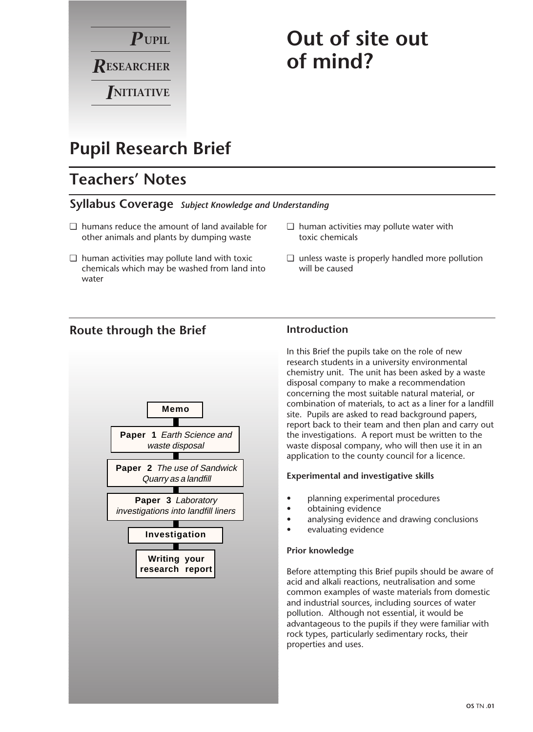**PUPIL RESEARCHER INITIATIVE**

# Out of site out of mind?

## Pupil Research Brief

## Teachers' Notes

### Syllabus Coverage *Subject Knowledge and Understanding*

- ❑ humans reduce the amount of land available for other animals and plants by dumping waste
- ❑ human activities may pollute land with toxic chemicals which may be washed from land into water
- ❑ human activities may pollute water with toxic chemicals
- ❑ unless waste is properly handled more pollution will be caused

### Route through the Brief

**Memo**

**Paper 1** *Earth Science and waste disposal*

**Paper 2** *The use of Sandwick Quarry as a landfill*

**Paper 3** *Laboratory investigations into landfill liners*

**Investigation**

**Writing your research report**

### Introduction

In this Brief the pupils take on the role of new research students in a university environmental chemistry unit. The unit has been asked by a waste disposal company to make a recommendation concerning the most suitable natural material, or combination of materials, to act as a liner for a landfill site. Pupils are asked to read background papers, report back to their team and then plan and carry out the investigations. A report must be written to the waste disposal company, who will then use it in an application to the county council for a licence.

#### Experimental and investigative skills

- planning experimental procedures
- obtaining evidence
- analysing evidence and drawing conclusions
- evaluating evidence

#### Prior knowledge

Before attempting this Brief pupils should be aware of acid and alkali reactions, neutralisation and some common examples of waste materials from domestic and industrial sources, including sources of water pollution. Although not essential, it would be advantageous to the pupils if they were familiar with rock types, particularly sedimentary rocks, their properties and uses.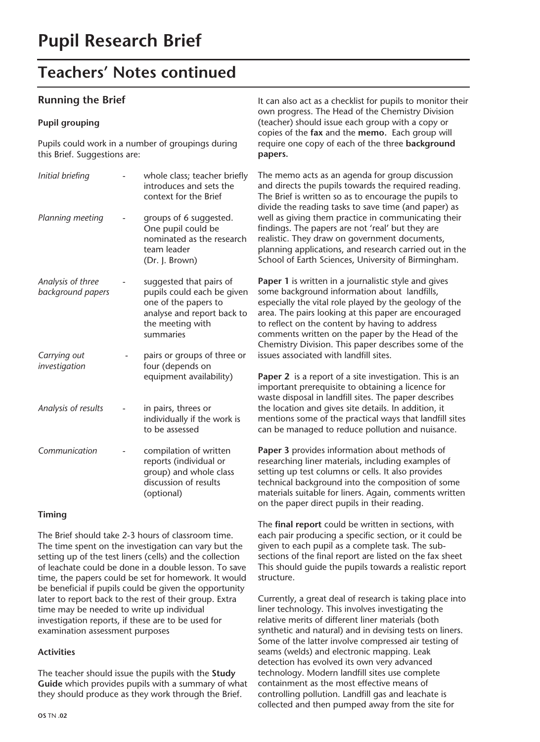# Pupil Research Brief

## Teachers' Notes continued

### Running the Brief

#### Pupil grouping

Pupils could work in a number of groupings during this Brief. Suggestions are:

| | | |
|---|---|---|
| *Initial briefing* | - | whole class; teacher briefly introduces and sets the context for the Brief |
| *Planning meeting* | - | groups of 6 suggested. One pupil could be nominated as the research team leader (Dr. J. Brown) |
| *Analysis of three background papers* | - | suggested that pairs of pupils could each be given one of the papers to analyse and report back to the meeting with summaries |
| *Carrying out investigation* | - | pairs or groups of three or four (depends on equipment availability) |
| *Analysis of results* | - | in pairs, threes or individually if the work is to be assessed |
| *Communication* | - | compilation of written reports (individual or group) and whole class discussion of results (optional) |

#### Timing

The Brief should take 2-3 hours of classroom time. The time spent on the investigation can vary but the setting up of the test liners (cells) and the collection of leachate could be done in a double lesson. To save time, the papers could be set for homework. It would be beneficial if pupils could be given the opportunity later to report back to the rest of their group. Extra time may be needed to write up individual investigation reports, if these are to be used for examination assessment purposes

#### Activities

The teacher should issue the pupils with the **Study Guide** which provides pupils with a summary of what they should produce as they work through the Brief. It can also act as a checklist for pupils to monitor their own progress. The Head of the Chemistry Division (teacher) should issue each group with a copy or copies of the **fax** and the **memo.** Each group will require one copy of each of the three **background papers.**

The memo acts as an agenda for group discussion and directs the pupils towards the required reading. The Brief is written so as to encourage the pupils to divide the reading tasks to save time (and paper) as well as giving them practice in communicating their findings. The papers are not 'real' but they are realistic. They draw on government documents, planning applications, and research carried out in the School of Earth Sciences, University of Birmingham.

**Paper 1** is written in a journalistic style and gives some background information about landfills, especially the vital role played by the geology of the area. The pairs looking at this paper are encouraged to reflect on the content by having to address comments written on the paper by the Head of the Chemistry Division. This paper describes some of the issues associated with landfill sites.

**Paper 2** is a report of a site investigation. This is an important prerequisite to obtaining a licence for waste disposal in landfill sites. The paper describes the location and gives site details. In addition, it mentions some of the practical ways that landfill sites can be managed to reduce pollution and nuisance.

**Paper 3** provides information about methods of researching liner materials, including examples of setting up test columns or cells. It also provides technical background into the composition of some materials suitable for liners. Again, comments written on the paper direct pupils in their reading.

The **final report** could be written in sections, with each pair producing a specific section, or it could be given to each pupil as a complete task. The sub-sections of the final report are listed on the fax sheet This should guide the pupils towards a realistic report structure.

Currently, a great deal of research is taking place into liner technology. This involves investigating the relative merits of different liner materials (both synthetic and natural) and in devising tests on liners. Some of the latter involve compressed air testing of seams (welds) and electronic mapping. Leak detection has evolved its own very advanced technology. Modern landfill sites use complete containment as the most effective means of controlling pollution. Landfill gas and leachate is collected and then pumped away from the site for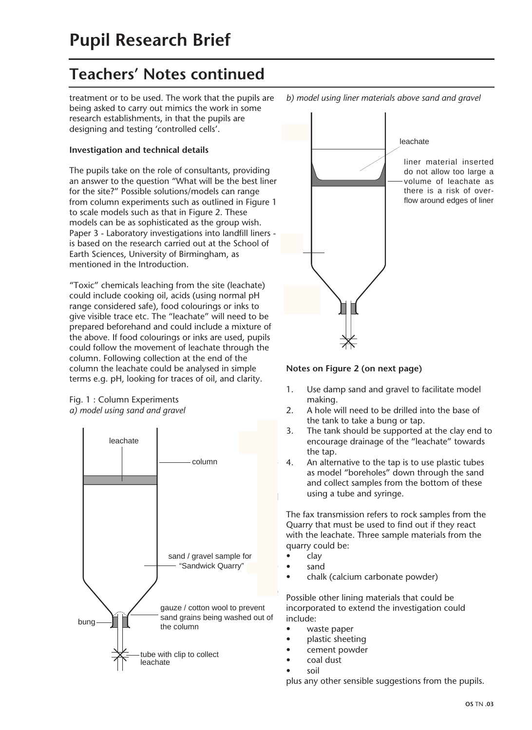# Pupil Research Brief

## Teachers' Notes continued

treatment or to be used. The work that the pupils are being asked to carry out mimics the work in some research establishments, in that the pupils are designing and testing 'controlled cells'.

**Investigation and technical details**

The pupils take on the role of consultants, providing an answer to the question "What will be the best liner for the site?" Possible solutions/models can range from column experiments such as outlined in Figure 1 to scale models such as that in Figure 2. These models can be as sophisticated as the group wish. Paper 3 - Laboratory investigations into landfill liners - is based on the research carried out at the School of Earth Sciences, University of Birmingham, as mentioned in the Introduction.

"Toxic" chemicals leaching from the site (leachate) could include cooking oil, acids (using normal pH range considered safe), food colourings or inks to give visible trace etc. The "leachate" will need to be prepared beforehand and could include a mixture of the above. If food colourings or inks are used, pupils could follow the movement of leachate through the column. Following collection at the end of the column the leachate could be analysed in simple terms e.g. pH, looking for traces of oil, and clarity.

Fig. 1 : Column Experiments
*a) model using sand and gravel*

leachate

column

sand / gravel sample for "Sandwick Quarry"

gauze / cotton wool to prevent sand grains being washed out of the column

bung

tube with clip to collect leachate

*b) model using liner materials above sand and gravel*

leachate

liner material inserted do not allow too large a volume of leachate as there is a risk of overflow around edges of liner

**Notes on Figure 2 (on next page)**

1. Use damp sand and gravel to facilitate model making.
2. A hole will need to be drilled into the base of the tank to take a bung or tap.
3. The tank should be supported at the clay end to encourage drainage of the "leachate" towards the tap.
4. An alternative to the tap is to use plastic tubes as model "boreholes" down through the sand and collect samples from the bottom of these using a tube and syringe.

The fax transmission refers to rock samples from the Quarry that must be used to find out if they react with the leachate. Three sample materials from the quarry could be:

- clay
- sand
- chalk (calcium carbonate powder)

Possible other lining materials that could be incorporated to extend the investigation could include:

- waste paper
- plastic sheeting
- cement powder
- coal dust
- soil

plus any other sensible suggestions from the pupils.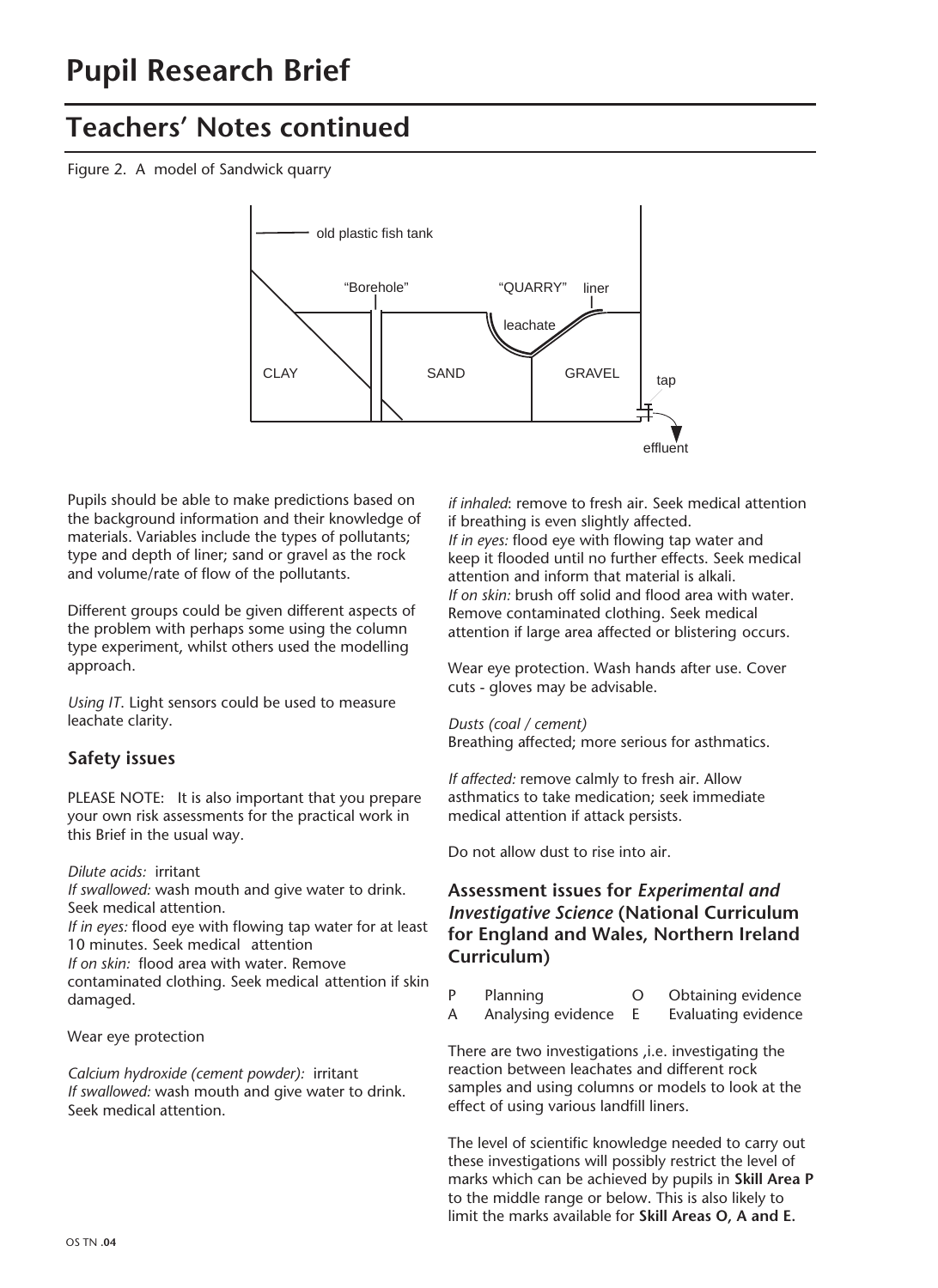# Pupil Research Brief

## Teachers' Notes continued

Figure 2. A model of Sandwick quarry

Pupils should be able to make predictions based on the background information and their knowledge of materials. Variables include the types of pollutants; type and depth of liner; sand or gravel as the rock and volume/rate of flow of the pollutants.

Different groups could be given different aspects of the problem with perhaps some using the column type experiment, whilst others used the modelling approach.

*Using IT*. Light sensors could be used to measure leachate clarity.

### Safety issues

PLEASE NOTE: It is also important that you prepare your own risk assessments for the practical work in this Brief in the usual way.

*Dilute acids:* irritant
*If swallowed:* wash mouth and give water to drink. Seek medical attention.
*If in eyes:* flood eye with flowing tap water for at least 10 minutes. Seek medical attention
*If on skin:* flood area with water. Remove contaminated clothing. Seek medical attention if skin damaged.

Wear eye protection

*Calcium hydroxide (cement powder):* irritant
*If swallowed:* wash mouth and give water to drink. Seek medical attention.
*if inhaled*: remove to fresh air. Seek medical attention if breathing is even slightly affected.
*If in eyes:* flood eye with flowing tap water and keep it flooded until no further effects. Seek medical attention and inform that material is alkali.
*If on skin:* brush off solid and flood area with water. Remove contaminated clothing. Seek medical attention if large area affected or blistering occurs.

Wear eye protection. Wash hands after use. Cover cuts - gloves may be advisable.

*Dusts (coal / cement)*
Breathing affected; more serious for asthmatics.

*If affected:* remove calmly to fresh air. Allow asthmatics to take medication; seek immediate medical attention if attack persists.

Do not allow dust to rise into air.

### Assessment issues for *Experimental and Investigative Science* (National Curriculum for England and Wales, Northern Ireland Curriculum)

| | | | |
|---|---|---|---|
| P | Planning | O | Obtaining evidence |
| A | Analysing evidence | E | Evaluating evidence |

There are two investigations ,i.e. investigating the reaction between leachates and different rock samples and using columns or models to look at the effect of using various landfill liners.

The level of scientific knowledge needed to carry out these investigations will possibly restrict the level of marks which can be achieved by pupils in **Skill Area P** to the middle range or below. This is also likely to limit the marks available for **Skill Areas O, A and E.**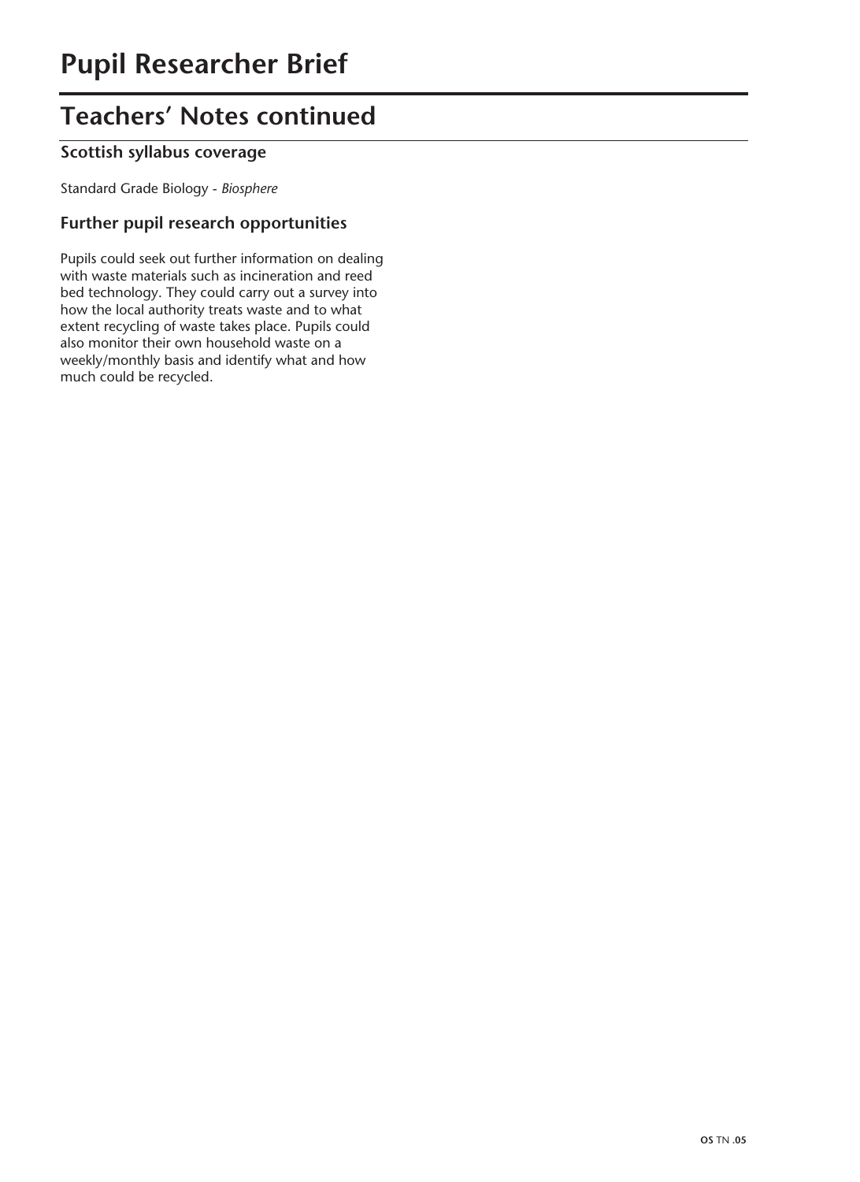# Pupil Researcher Brief

## Teachers' Notes continued

### Scottish syllabus coverage

Standard Grade Biology - *Biosphere*

### Further pupil research opportunities

Pupils could seek out further information on dealing with waste materials such as incineration and reed bed technology. They could carry out a survey into how the local authority treats waste and to what extent recycling of waste takes place. Pupils could also monitor their own household waste on a weekly/monthly basis and identify what and how much could be recycled.